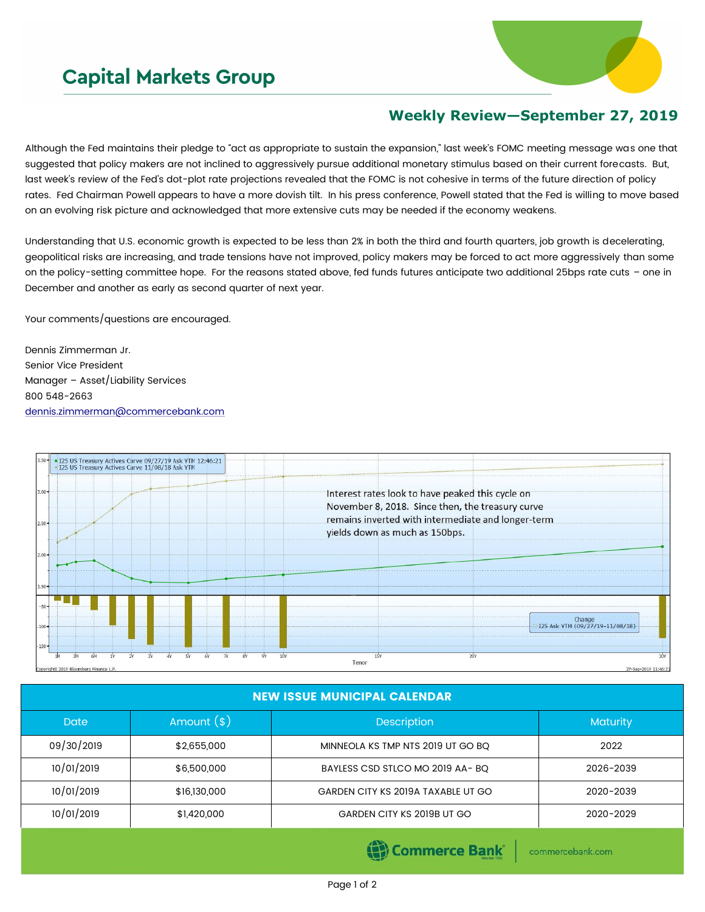# Capital Markets Group

## Weekly Review—September 27, 2019

Although the Fed maintains their pledge to "act as appropriate to sustain the expansion," last week's FOMC meeting message was one that suggested that policy makers are not inclined to aggressively pursue additional monetary stimulus based on their current forecasts. But, last week's review of the Fed's dot-plot rate projections revealed that the FOMC is not cohesive in terms of the future direction of policy rates. Fed Chairman Powell appears to have a more dovish tilt. In his press conference, Powell stated that the Fed is willing to move based on an evolving risk picture and acknowledged that more extensive cuts may be needed if the economy weakens.

Understanding that U.S. economic growth is expected to be less than 2% in both the third and fourth quarters, job growth is decelerating, geopolitical risks are increasing, and trade tensions have not improved, policy makers may be forced to act more aggressively than some on the policy-setting committee hope. For the reasons stated above, fed funds futures anticipate two additional 25bps rate cuts – one in December and another as early as second quarter of next year.

Your comments/questions are encouraged.

Dennis Zimmerman Jr.
Senior Vice President
Manager – Asset/Liability Services
800 548-2663
dennis.zimmerman@commercebank.com

Interest rates look to have peaked this cycle on November 8, 2018. Since then, the treasury curve remains inverted with intermediate and longer-term yields down as much as 150bps.

| NEW ISSUE MUNICIPAL CALENDAR | | | |
|---|---|---|---|
| Date | Amount ($) | Description | Maturity |
| 09/30/2019 | $2,655,000 | MINNEOLA KS TMP NTS 2019 UT GO BQ | 2022 |
| 10/01/2019 | $6,500,000 | BAYLESS CSD STLCO MO 2019 AA- BQ | 2026-2039 |
| 10/01/2019 | $16,130,000 | GARDEN CITY KS 2019A TAXABLE UT GO | 2020-2039 |
| 10/01/2019 | $1,420,000 | GARDEN CITY KS 2019B UT GO | 2020-2029 |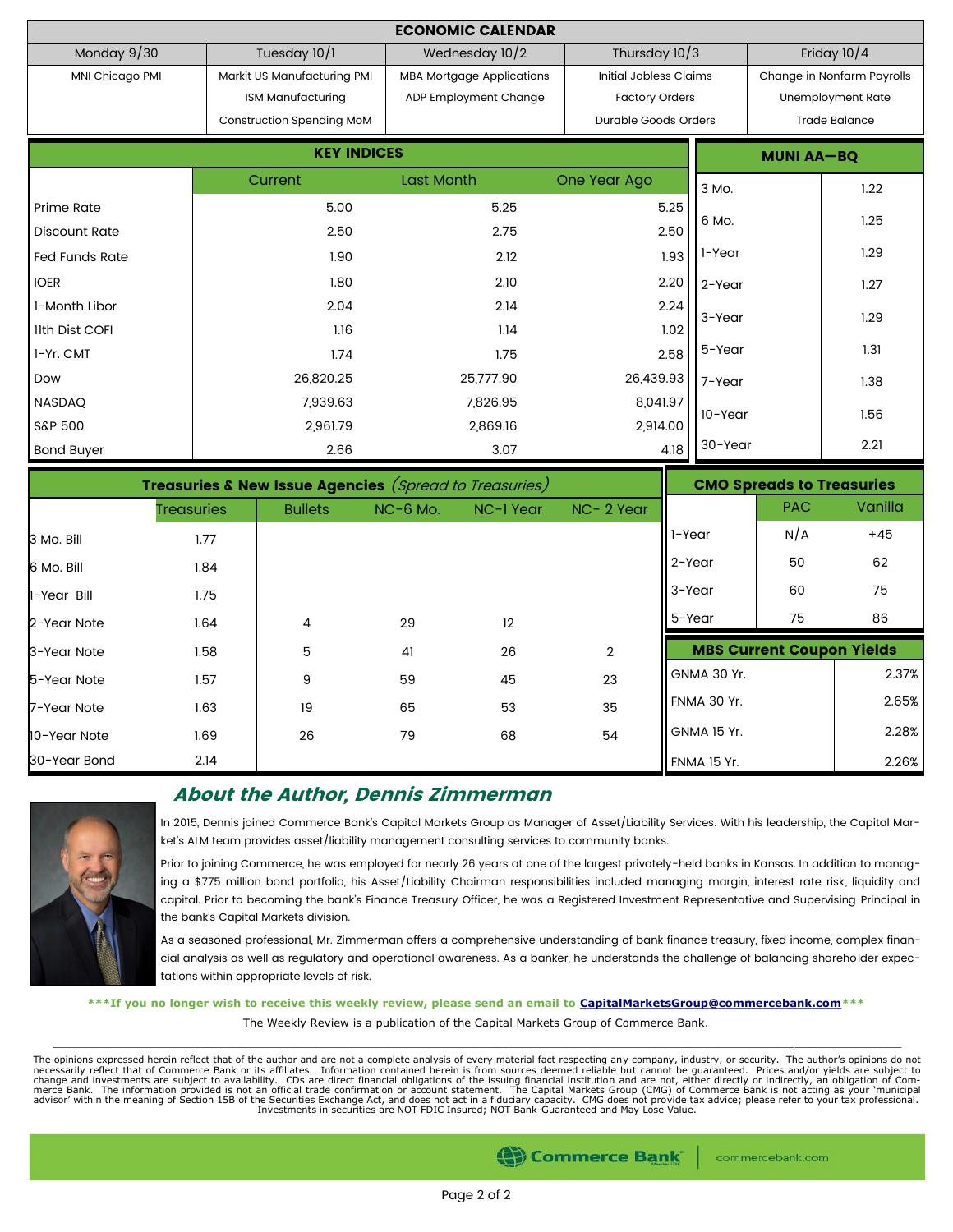## ECONOMIC CALENDAR

| Monday 9/30 | Tuesday 10/1 | Wednesday 10/2 | Thursday 10/3 | Friday 10/4 |
|---|---|---|---|---|
| MNI Chicago PMI | Markit US Manufacturing PMI | MBA Mortgage Applications | Initial Jobless Claims | Change in Nonfarm Payrolls |
| | ISM Manufacturing | ADP Employment Change | Factory Orders | Unemployment Rate |
| | Construction Spending MoM | | Durable Goods Orders | Trade Balance |

## KEY INDICES

| | Current | Last Month | One Year Ago |
|---|---|---|---|
| Prime Rate | 5.00 | 5.25 | 5.25 |
| Discount Rate | 2.50 | 2.75 | 2.50 |
| Fed Funds Rate | 1.90 | 2.12 | 1.93 |
| IOER | 1.80 | 2.10 | 2.20 |
| 1-Month Libor | 2.04 | 2.14 | 2.24 |
| 11th Dist COFI | 1.16 | 1.14 | 1.02 |
| 1-Yr. CMT | 1.74 | 1.75 | 2.58 |
| Dow | 26,820.25 | 25,777.90 | 26,439.93 |
| NASDAQ | 7,939.63 | 7,826.95 | 8,041.97 |
| S&P 500 | 2,961.79 | 2,869.16 | 2,914.00 |
| Bond Buyer | 2.66 | 3.07 | 4.18 |

## MUNI AA—BQ

| | |
|---|---|
| 3 Mo. | 1.22 |
| 6 Mo. | 1.25 |
| 1-Year | 1.29 |
| 2-Year | 1.27 |
| 3-Year | 1.29 |
| 5-Year | 1.31 |
| 7-Year | 1.38 |
| 10-Year | 1.56 |
| 30-Year | 2.21 |

## Treasuries & New Issue Agencies *(Spread to Treasuries)*

| | Treasuries | Bullets | NC-6 Mo. | NC-1 Year | NC- 2 Year |
|---|---|---|---|---|---|
| 3 Mo. Bill | 1.77 | | | | |
| 6 Mo. Bill | 1.84 | | | | |
| 1-Year Bill | 1.75 | | | | |
| 2-Year Note | 1.64 | 4 | 29 | 12 | |
| 3-Year Note | 1.58 | 5 | 41 | 26 | 2 |
| 5-Year Note | 1.57 | 9 | 59 | 45 | 23 |
| 7-Year Note | 1.63 | 19 | 65 | 53 | 35 |
| 10-Year Note | 1.69 | 26 | 79 | 68 | 54 |
| 30-Year Bond | 2.14 | | | | |

## CMO Spreads to Treasuries

| | PAC | Vanilla |
|---|---|---|
| 1-Year | N/A | +45 |
| 2-Year | 50 | 62 |
| 3-Year | 60 | 75 |
| 5-Year | 75 | 86 |

## MBS Current Coupon Yields

| | |
|---|---|
| GNMA 30 Yr. | 2.37% |
| FNMA 30 Yr. | 2.65% |
| GNMA 15 Yr. | 2.28% |
| FNMA 15 Yr. | 2.26% |

## *About the Author, Dennis Zimmerman*

In 2015, Dennis joined Commerce Bank's Capital Markets Group as Manager of Asset/Liability Services. With his leadership, the Capital Market's ALM team provides asset/liability management consulting services to community banks.

Prior to joining Commerce, he was employed for nearly 26 years at one of the largest privately-held banks in Kansas. In addition to managing a $775 million bond portfolio, his Asset/Liability Chairman responsibilities included managing margin, interest rate risk, liquidity and capital. Prior to becoming the bank's Finance Treasury Officer, he was a Registered Investment Representative and Supervising Principal in the bank's Capital Markets division.

As a seasoned professional, Mr. Zimmerman offers a comprehensive understanding of bank finance treasury, fixed income, complex financial analysis as well as regulatory and operational awareness. As a banker, he understands the challenge of balancing shareholder expectations within appropriate levels of risk.

**\*\*\*If you no longer wish to receive this weekly review, please send an email to CapitalMarketsGroup@commercebank.com\*\*\***

The Weekly Review is a publication of the Capital Markets Group of Commerce Bank.

The opinions expressed herein reflect that of the author and are not a complete analysis of every material fact respecting any company, industry, or security. The author's opinions do not necessarily reflect that of Commerce Bank or its affiliates. Information contained herein is from sources deemed reliable but cannot be guaranteed. Prices and/or yields are subject to change and investments are subject to availability. CDs are direct financial obligations of the issuing financial institution and are not, either directly or indirectly, an obligation of Commerce Bank. The information provided is not an official trade confirmation or account statement. The Capital Markets Group (CMG) of Commerce Bank is not acting as your 'municipal advisor' within the meaning of Section 15B of the Securities Exchange Act, and does not act in a fiduciary capacity. CMG does not provide tax advice; please refer to your tax professional. Investments in securities are NOT FDIC Insured; NOT Bank-Guaranteed and May Lose Value.

Commerce Bank | commercebank.com